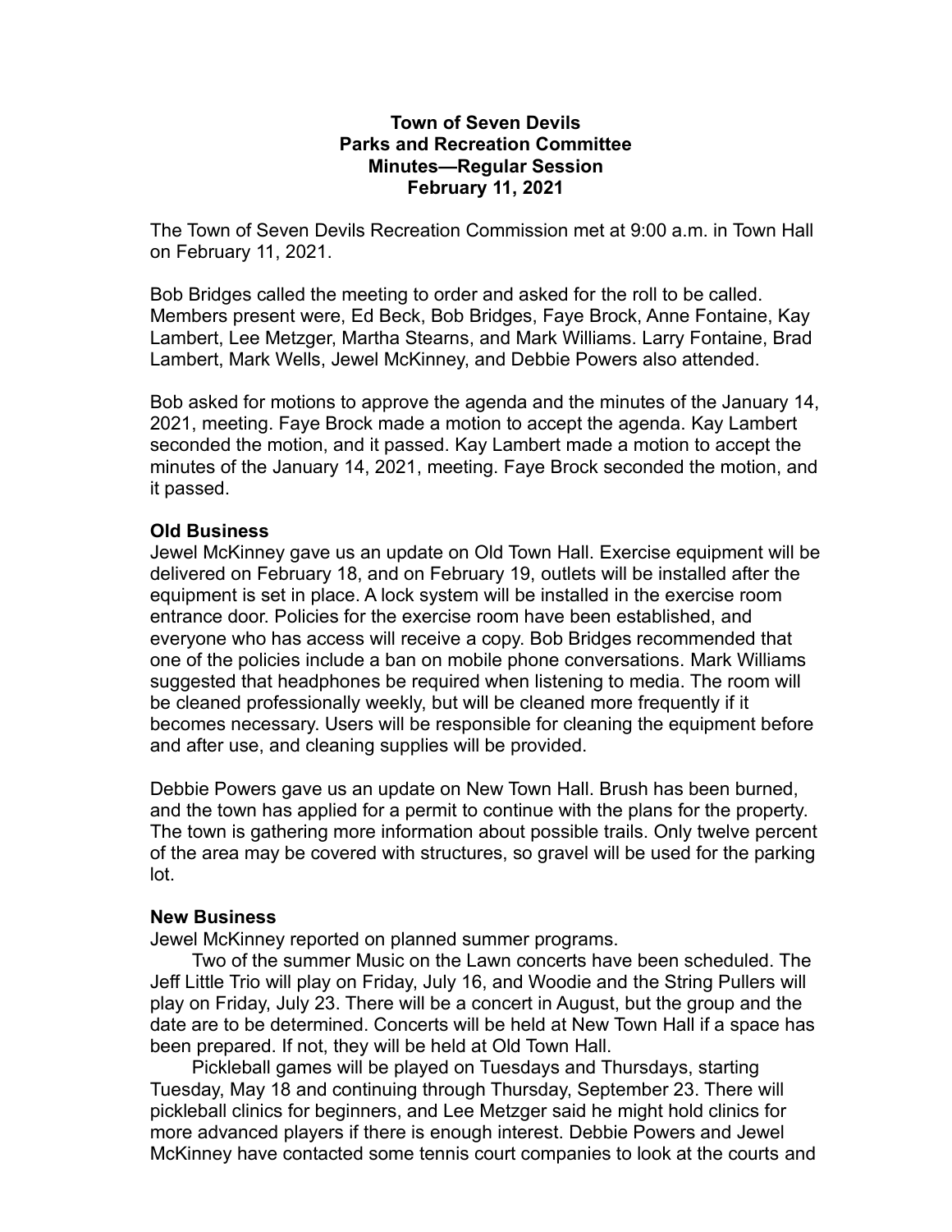**Town of Seven Devils**
**Parks and Recreation Committee**
**Minutes—Regular Session**
**February 11, 2021**

The Town of Seven Devils Recreation Commission met at 9:00 a.m. in Town Hall on February 11, 2021.

Bob Bridges called the meeting to order and asked for the roll to be called. Members present were, Ed Beck, Bob Bridges, Faye Brock, Anne Fontaine, Kay Lambert, Lee Metzger, Martha Stearns, and Mark Williams. Larry Fontaine, Brad Lambert, Mark Wells, Jewel McKinney, and Debbie Powers also attended.

Bob asked for motions to approve the agenda and the minutes of the January 14, 2021, meeting. Faye Brock made a motion to accept the agenda. Kay Lambert seconded the motion, and it passed. Kay Lambert made a motion to accept the minutes of the January 14, 2021, meeting. Faye Brock seconded the motion, and it passed.

**Old Business**

Jewel McKinney gave us an update on Old Town Hall. Exercise equipment will be delivered on February 18, and on February 19, outlets will be installed after the equipment is set in place. A lock system will be installed in the exercise room entrance door. Policies for the exercise room have been established, and everyone who has access will receive a copy. Bob Bridges recommended that one of the policies include a ban on mobile phone conversations. Mark Williams suggested that headphones be required when listening to media. The room will be cleaned professionally weekly, but will be cleaned more frequently if it becomes necessary. Users will be responsible for cleaning the equipment before and after use, and cleaning supplies will be provided.

Debbie Powers gave us an update on New Town Hall. Brush has been burned, and the town has applied for a permit to continue with the plans for the property. The town is gathering more information about possible trails. Only twelve percent of the area may be covered with structures, so gravel will be used for the parking lot.

**New Business**

Jewel McKinney reported on planned summer programs.

Two of the summer Music on the Lawn concerts have been scheduled. The Jeff Little Trio will play on Friday, July 16, and Woodie and the String Pullers will play on Friday, July 23. There will be a concert in August, but the group and the date are to be determined. Concerts will be held at New Town Hall if a space has been prepared. If not, they will be held at Old Town Hall.

Pickleball games will be played on Tuesdays and Thursdays, starting Tuesday, May 18 and continuing through Thursday, September 23. There will pickleball clinics for beginners, and Lee Metzger said he might hold clinics for more advanced players if there is enough interest. Debbie Powers and Jewel McKinney have contacted some tennis court companies to look at the courts and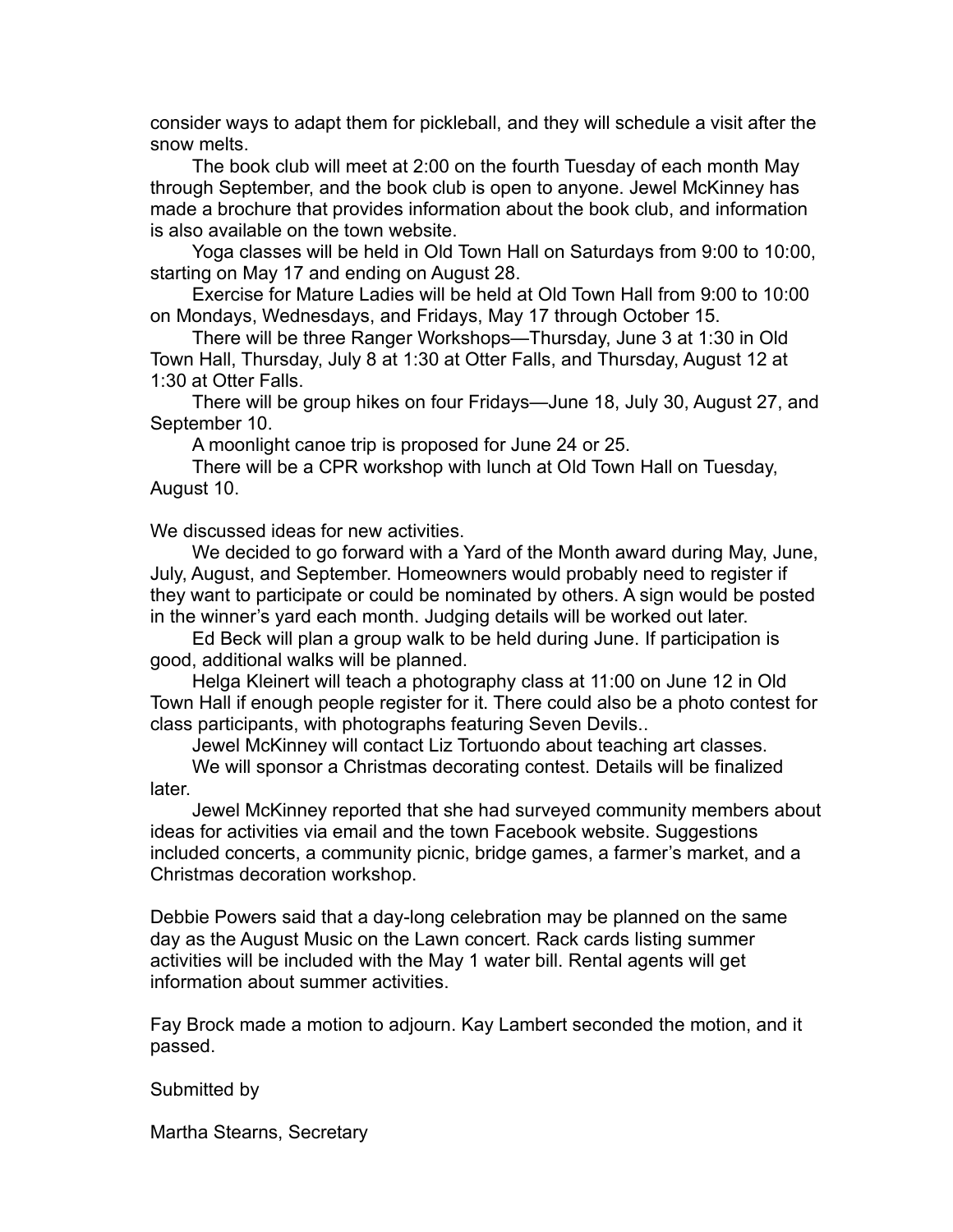consider ways to adapt them for pickleball, and they will schedule a visit after the snow melts.

The book club will meet at 2:00 on the fourth Tuesday of each month May through September, and the book club is open to anyone. Jewel McKinney has made a brochure that provides information about the book club, and information is also available on the town website.

Yoga classes will be held in Old Town Hall on Saturdays from 9:00 to 10:00, starting on May 17 and ending on August 28.

Exercise for Mature Ladies will be held at Old Town Hall from 9:00 to 10:00 on Mondays, Wednesdays, and Fridays, May 17 through October 15.

There will be three Ranger Workshops—Thursday, June 3 at 1:30 in Old Town Hall, Thursday, July 8 at 1:30 at Otter Falls, and Thursday, August 12 at 1:30 at Otter Falls.

There will be group hikes on four Fridays—June 18, July 30, August 27, and September 10.

A moonlight canoe trip is proposed for June 24 or 25.

There will be a CPR workshop with lunch at Old Town Hall on Tuesday, August 10.

We discussed ideas for new activities.

We decided to go forward with a Yard of the Month award during May, June, July, August, and September. Homeowners would probably need to register if they want to participate or could be nominated by others. A sign would be posted in the winner's yard each month. Judging details will be worked out later.

Ed Beck will plan a group walk to be held during June. If participation is good, additional walks will be planned.

Helga Kleinert will teach a photography class at 11:00 on June 12 in Old Town Hall if enough people register for it. There could also be a photo contest for class participants, with photographs featuring Seven Devils..

Jewel McKinney will contact Liz Tortuondo about teaching art classes.

We will sponsor a Christmas decorating contest. Details will be finalized later.

Jewel McKinney reported that she had surveyed community members about ideas for activities via email and the town Facebook website. Suggestions included concerts, a community picnic, bridge games, a farmer's market, and a Christmas decoration workshop.

Debbie Powers said that a day-long celebration may be planned on the same day as the August Music on the Lawn concert. Rack cards listing summer activities will be included with the May 1 water bill. Rental agents will get information about summer activities.

Fay Brock made a motion to adjourn. Kay Lambert seconded the motion, and it passed.

Submitted by

Martha Stearns, Secretary